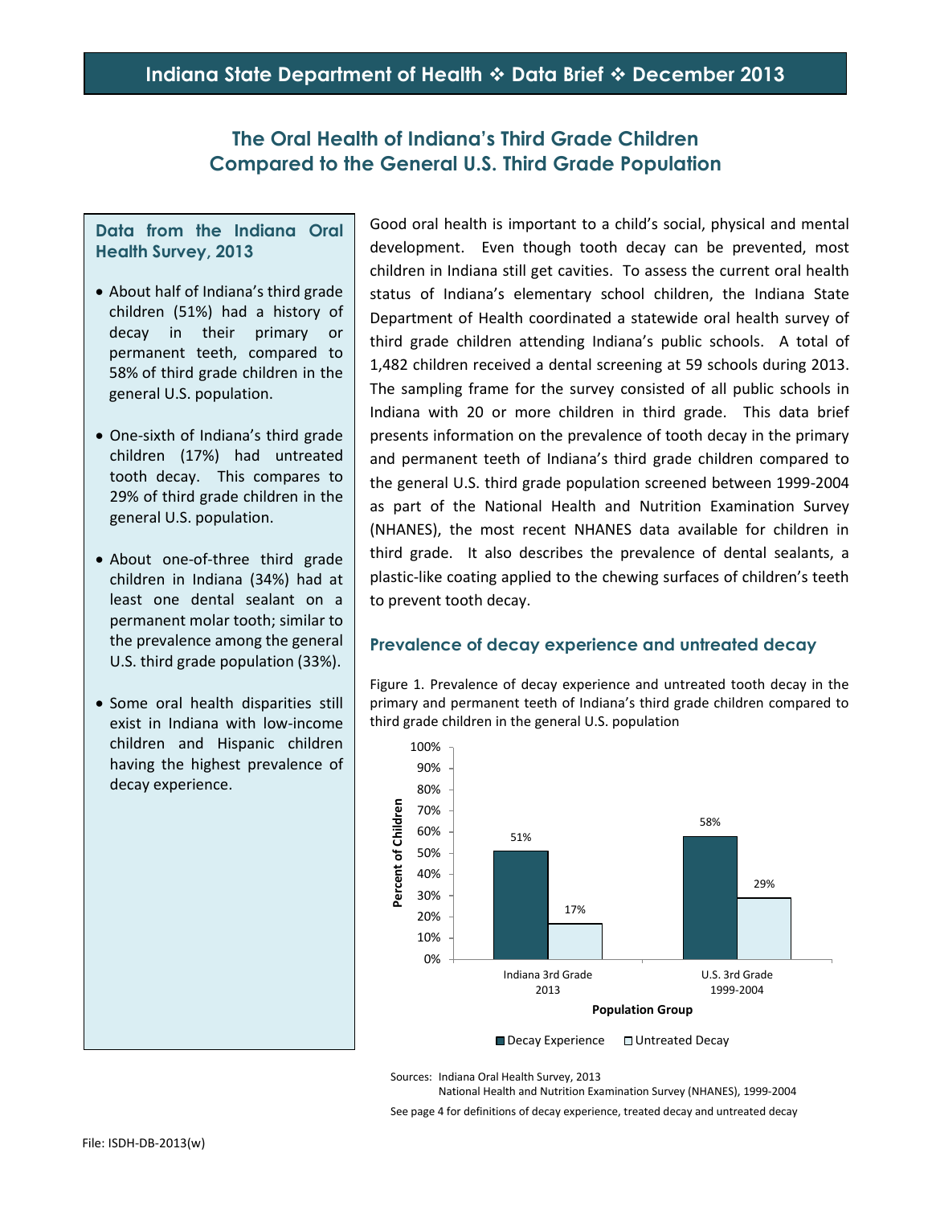# The Oral Health of Indiana's Third Grade Children Compared to the General U.S. Third Grade Population

## Data from the Indiana Oral Health Survey, 2013

- About half of Indiana's third grade children (51%) had a history of decay in their primary or permanent teeth, compared to 58% of third grade children in the general U.S. population.
- One-sixth of Indiana's third grade children (17%) had untreated tooth decay. This compares to 29% of third grade children in the general U.S. population.
- About one-of-three third grade children in Indiana (34%) had at least one dental sealant on a permanent molar tooth; similar to the prevalence among the general U.S. third grade population (33%).
- Some oral health disparities still exist in Indiana with low-income children and Hispanic children having the highest prevalence of decay experience.

Good oral health is important to a child's social, physical and mental development. Even though tooth decay can be prevented, most children in Indiana still get cavities. To assess the current oral health status of Indiana's elementary school children, the Indiana State Department of Health coordinated a statewide oral health survey of third grade children attending Indiana's public schools. A total of 1,482 children received a dental screening at 59 schools during 2013. The sampling frame for the survey consisted of all public schools in Indiana with 20 or more children in third grade. This data brief presents information on the prevalence of tooth decay in the primary and permanent teeth of Indiana's third grade children compared to the general U.S. third grade population screened between 1999-2004 as part of the National Health and Nutrition Examination Survey (NHANES), the most recent NHANES data available for children in third grade. It also describes the prevalence of dental sealants, a plastic-like coating applied to the chewing surfaces of children's teeth to prevent tooth decay.

## Prevalence of decay experience and untreated decay

Figure 1. Prevalence of decay experience and untreated tooth decay in the primary and permanent teeth of Indiana's third grade children compared to third grade children in the general U.S. population

| Population Group | Decay Experience | Untreated Decay |
|---|---|---|
| Indiana 3rd Grade 2013 | 51% | 17% |
| U.S. 3rd Grade 1999-2004 | 58% | 29% |

Sources: Indiana Oral Health Survey, 2013
National Health and Nutrition Examination Survey (NHANES), 1999-2004

See page 4 for definitions of decay experience, treated decay and untreated decay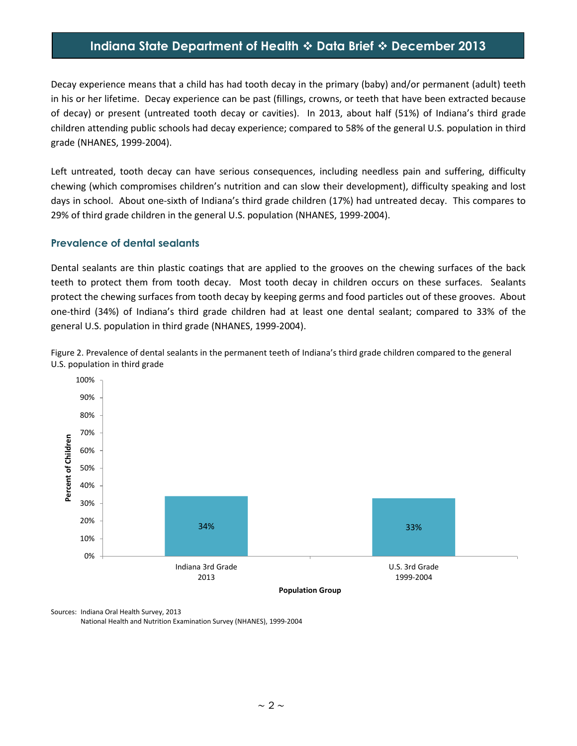Decay experience means that a child has had tooth decay in the primary (baby) and/or permanent (adult) teeth in his or her lifetime. Decay experience can be past (fillings, crowns, or teeth that have been extracted because of decay) or present (untreated tooth decay or cavities). In 2013, about half (51%) of Indiana's third grade children attending public schools had decay experience; compared to 58% of the general U.S. population in third grade (NHANES, 1999-2004).

Left untreated, tooth decay can have serious consequences, including needless pain and suffering, difficulty chewing (which compromises children's nutrition and can slow their development), difficulty speaking and lost days in school. About one-sixth of Indiana's third grade children (17%) had untreated decay. This compares to 29% of third grade children in the general U.S. population (NHANES, 1999-2004).

## Prevalence of dental sealants

Dental sealants are thin plastic coatings that are applied to the grooves on the chewing surfaces of the back teeth to protect them from tooth decay. Most tooth decay in children occurs on these surfaces. Sealants protect the chewing surfaces from tooth decay by keeping germs and food particles out of these grooves. About one-third (34%) of Indiana's third grade children had at least one dental sealant; compared to 33% of the general U.S. population in third grade (NHANES, 1999-2004).

Figure 2. Prevalence of dental sealants in the permanent teeth of Indiana's third grade children compared to the general U.S. population in third grade

| Population Group | Percent of Children |
|---|---|
| Indiana 3rd Grade 2013 | 34% |
| U.S. 3rd Grade 1999-2004 | 33% |

Sources: Indiana Oral Health Survey, 2013
National Health and Nutrition Examination Survey (NHANES), 1999-2004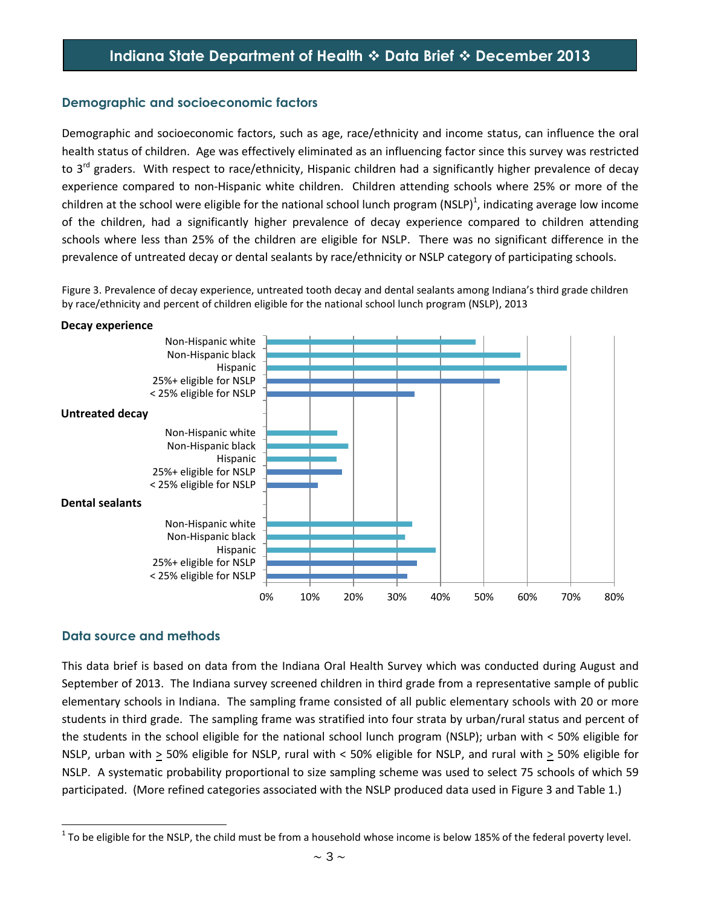## Demographic and socioeconomic factors

Demographic and socioeconomic factors, such as age, race/ethnicity and income status, can influence the oral health status of children. Age was effectively eliminated as an influencing factor since this survey was restricted to 3rd graders. With respect to race/ethnicity, Hispanic children had a significantly higher prevalence of decay experience compared to non-Hispanic white children. Children attending schools where 25% or more of the children at the school were eligible for the national school lunch program (NSLP)[1], indicating average low income of the children, had a significantly higher prevalence of decay experience compared to children attending schools where less than 25% of the children are eligible for NSLP. There was no significant difference in the prevalence of untreated decay or dental sealants by race/ethnicity or NSLP category of participating schools.

Figure 3. Prevalence of decay experience, untreated tooth decay and dental sealants among Indiana's third grade children by race/ethnicity and percent of children eligible for the national school lunch program (NSLP), 2013

**Decay experience**

- Non-Hispanic white
- Non-Hispanic black
- Hispanic
- 25%+ eligible for NSLP
- < 25% eligible for NSLP

**Untreated decay**

- Non-Hispanic white
- Non-Hispanic black
- Hispanic
- 25%+ eligible for NSLP
- < 25% eligible for NSLP

**Dental sealants**

- Non-Hispanic white
- Non-Hispanic black
- Hispanic
- 25%+ eligible for NSLP
- < 25% eligible for NSLP

0% 10% 20% 30% 40% 50% 60% 70% 80%

## Data source and methods

This data brief is based on data from the Indiana Oral Health Survey which was conducted during August and September of 2013. The Indiana survey screened children in third grade from a representative sample of public elementary schools in Indiana. The sampling frame consisted of all public elementary schools with 20 or more students in third grade. The sampling frame was stratified into four strata by urban/rural status and percent of the students in the school eligible for the national school lunch program (NSLP); urban with < 50% eligible for NSLP, urban with ≥ 50% eligible for NSLP, rural with < 50% eligible for NSLP, and rural with ≥ 50% eligible for NSLP. A systematic probability proportional to size sampling scheme was used to select 75 schools of which 59 participated. (More refined categories associated with the NSLP produced data used in Figure 3 and Table 1.)

[1] To be eligible for the NSLP, the child must be from a household whose income is below 185% of the federal poverty level.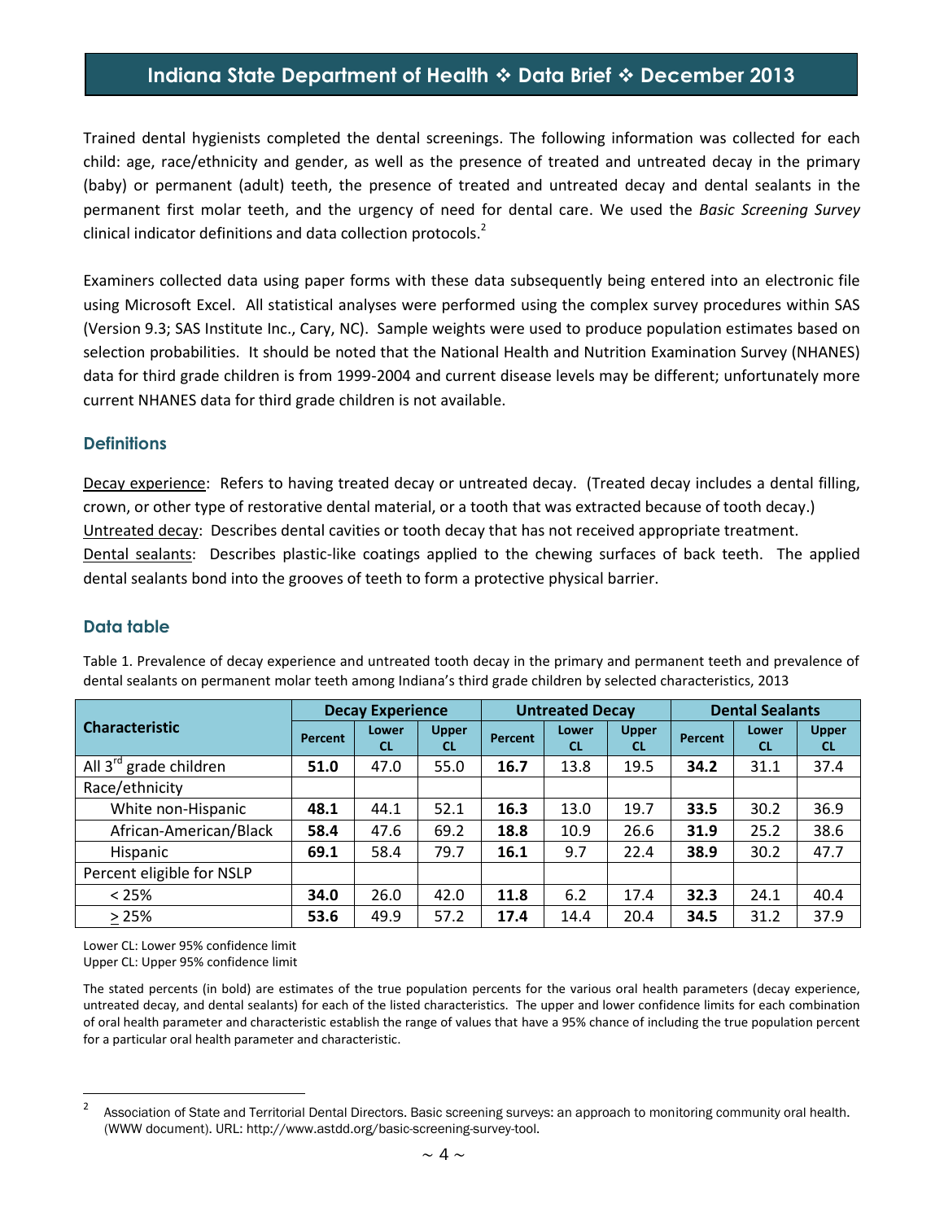Trained dental hygienists completed the dental screenings. The following information was collected for each child: age, race/ethnicity and gender, as well as the presence of treated and untreated decay in the primary (baby) or permanent (adult) teeth, the presence of treated and untreated decay and dental sealants in the permanent first molar teeth, and the urgency of need for dental care. We used the *Basic Screening Survey* clinical indicator definitions and data collection protocols.[2]

Examiners collected data using paper forms with these data subsequently being entered into an electronic file using Microsoft Excel. All statistical analyses were performed using the complex survey procedures within SAS (Version 9.3; SAS Institute Inc., Cary, NC). Sample weights were used to produce population estimates based on selection probabilities. It should be noted that the National Health and Nutrition Examination Survey (NHANES) data for third grade children is from 1999-2004 and current disease levels may be different; unfortunately more current NHANES data for third grade children is not available.

## Definitions

Decay experience: Refers to having treated decay or untreated decay. (Treated decay includes a dental filling, crown, or other type of restorative dental material, or a tooth that was extracted because of tooth decay.)
Untreated decay: Describes dental cavities or tooth decay that has not received appropriate treatment.
Dental sealants: Describes plastic-like coatings applied to the chewing surfaces of back teeth. The applied dental sealants bond into the grooves of teeth to form a protective physical barrier.

## Data table

Table 1. Prevalence of decay experience and untreated tooth decay in the primary and permanent teeth and prevalence of dental sealants on permanent molar teeth among Indiana's third grade children by selected characteristics, 2013

| Characteristic | Decay Experience | | | Untreated Decay | | | Dental Sealants | | |
|---|---|---|---|---|---|---|---|---|---|
| | Percent | Lower CL | Upper CL | Percent | Lower CL | Upper CL | Percent | Lower CL | Upper CL |
| All 3rd grade children | **51.0** | 47.0 | 55.0 | **16.7** | 13.8 | 19.5 | **34.2** | 31.1 | 37.4 |
| Race/ethnicity | | | | | | | | | |
| White non-Hispanic | **48.1** | 44.1 | 52.1 | **16.3** | 13.0 | 19.7 | **33.5** | 30.2 | 36.9 |
| African-American/Black | **58.4** | 47.6 | 69.2 | **18.8** | 10.9 | 26.6 | **31.9** | 25.2 | 38.6 |
| Hispanic | **69.1** | 58.4 | 79.7 | **16.1** | 9.7 | 22.4 | **38.9** | 30.2 | 47.7 |
| Percent eligible for NSLP | | | | | | | | | |
| < 25% | **34.0** | 26.0 | 42.0 | **11.8** | 6.2 | 17.4 | **32.3** | 24.1 | 40.4 |
| ≥ 25% | **53.6** | 49.9 | 57.2 | **17.4** | 14.4 | 20.4 | **34.5** | 31.2 | 37.9 |

Lower CL: Lower 95% confidence limit
Upper CL: Upper 95% confidence limit

The stated percents (in bold) are estimates of the true population percents for the various oral health parameters (decay experience, untreated decay, and dental sealants) for each of the listed characteristics. The upper and lower confidence limits for each combination of oral health parameter and characteristic establish the range of values that have a 95% chance of including the true population percent for a particular oral health parameter and characteristic.

---

[2] Association of State and Territorial Dental Directors. Basic screening surveys: an approach to monitoring community oral health. (WWW document). URL: http://www.astdd.org/basic-screening-survey-tool.